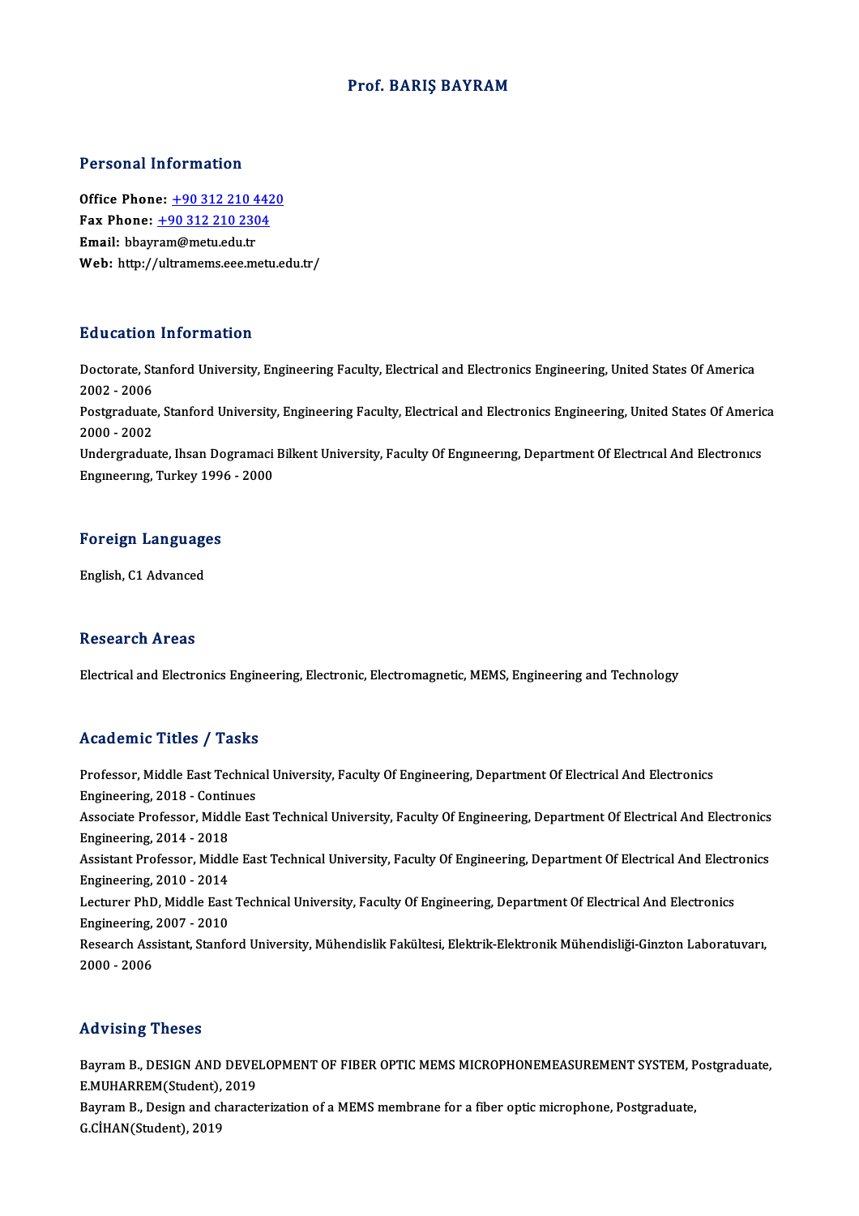# Prof. BARIŞ BAYRAM

## Personal Information

**Office Phone:** +90 312 210 4420
**Fax Phone:** +90 312 210 2304
**Email:** bbayram@metu.edu.tr
**Web:** http://ultramems.eee.metu.edu.tr/

## Education Information

Doctorate, Stanford University, Engineering Faculty, Electrical and Electronics Engineering, United States Of America
2002 - 2006

Postgraduate, Stanford University, Engineering Faculty, Electrical and Electronics Engineering, United States Of America
2000 - 2002

Undergraduate, Ihsan Dogramaci Bilkent University, Faculty Of Engıneerıng, Department Of Electrıcal And Electronıcs Engıneerıng, Turkey 1996 - 2000

## Foreign Languages

English, C1 Advanced

## Research Areas

Electrical and Electronics Engineering, Electronic, Electromagnetic, MEMS, Engineering and Technology

## Academic Titles / Tasks

Professor, Middle East Technical University, Faculty Of Engineering, Department Of Electrical And Electronics Engineering, 2018 - Continues

Associate Professor, Middle East Technical University, Faculty Of Engineering, Department Of Electrical And Electronics Engineering, 2014 - 2018

Assistant Professor, Middle East Technical University, Faculty Of Engineering, Department Of Electrical And Electronics Engineering, 2010 - 2014

Lecturer PhD, Middle East Technical University, Faculty Of Engineering, Department Of Electrical And Electronics Engineering, 2007 - 2010

Research Assistant, Stanford University, Mühendislik Fakültesi, Elektrik-Elektronik Mühendisliği-Ginzton Laboratuvarı, 2000 - 2006

## Advising Theses

Bayram B., DESIGN AND DEVELOPMENT OF FIBER OPTIC MEMS MICROPHONEMEASUREMENT SYSTEM, Postgraduate, E.MUHARREM(Student), 2019

Bayram B., Design and characterization of a MEMS membrane for a fiber optic microphone, Postgraduate, G.CİHAN(Student), 2019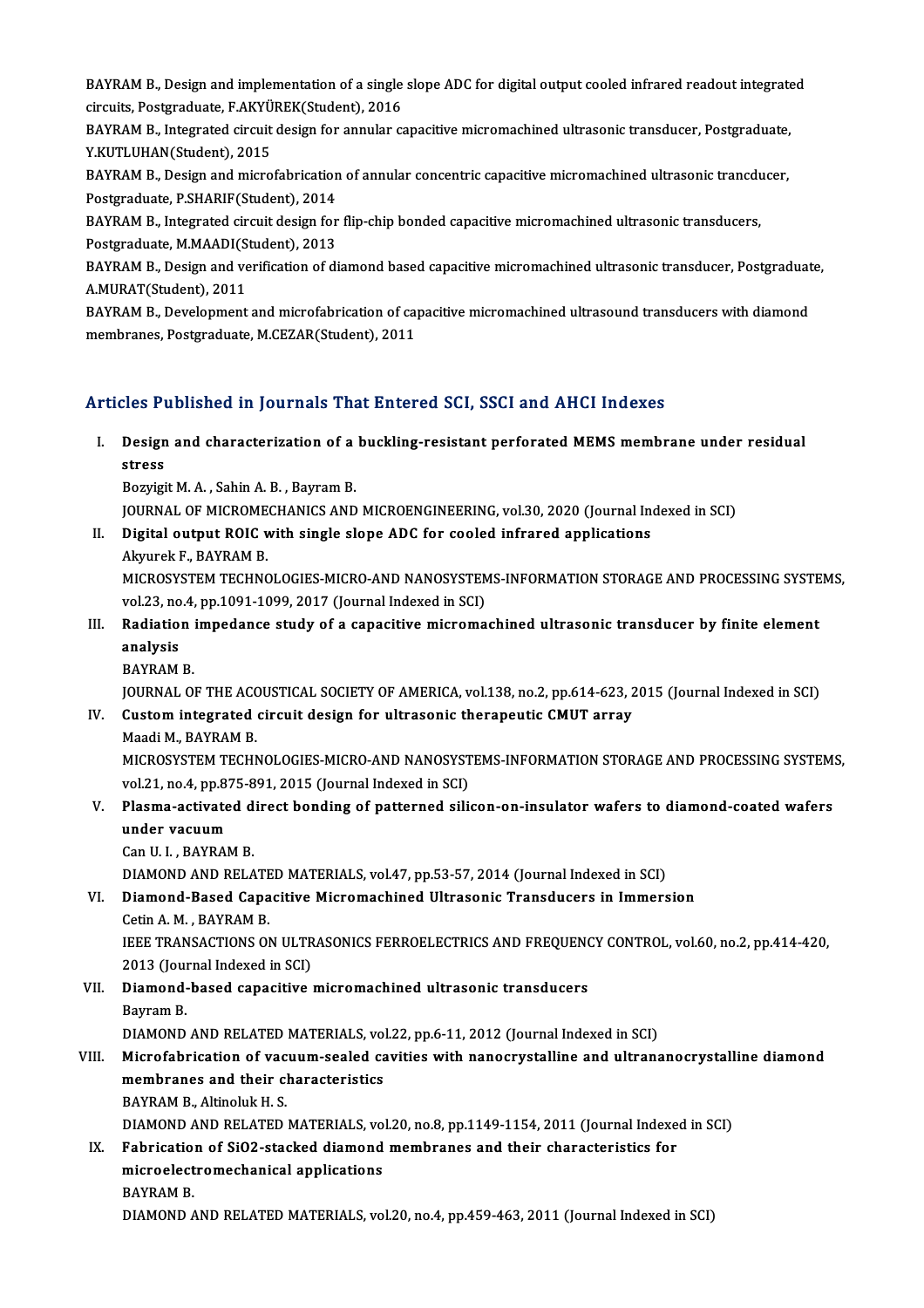BAYRAM B., Design and implementation of a single slope ADC for digital output cooled infrared readout integrated circuits, Postgraduate, F.AKYÜREK(Student), 2016

BAYRAM B., Integrated circuit design for annular capacitive micromachined ultrasonic transducer, Postgraduate, Y.KUTLUHAN(Student), 2015

BAYRAM B., Design and microfabrication of annular concentric capacitive micromachined ultrasonic trancducer, Postgraduate, P.SHARIF(Student), 2014

BAYRAM B., Integrated circuit design for flip-chip bonded capacitive micromachined ultrasonic transducers, Postgraduate, M.MAADI(Student), 2013

BAYRAM B., Design and verification of diamond based capacitive micromachined ultrasonic transducer, Postgraduate, A.MURAT(Student), 2011

BAYRAM B., Development and microfabrication of capacitive micromachined ultrasound transducers with diamond membranes, Postgraduate, M.CEZAR(Student), 2011

## Articles Published in Journals That Entered SCI, SSCI and AHCI Indexes

I. **Design and characterization of a buckling-resistant perforated MEMS membrane under residual stress**
   Bozyigit M. A. , Sahin A. B. , Bayram B.
   JOURNAL OF MICROMECHANICS AND MICROENGINEERING, vol.30, 2020 (Journal Indexed in SCI)

II. **Digital output ROIC with single slope ADC for cooled infrared applications**
   Akyurek F., BAYRAM B.
   MICROSYSTEM TECHNOLOGIES-MICRO-AND NANOSYSTEMS-INFORMATION STORAGE AND PROCESSING SYSTEMS, vol.23, no.4, pp.1091-1099, 2017 (Journal Indexed in SCI)

III. **Radiation impedance study of a capacitive micromachined ultrasonic transducer by finite element analysis**
   BAYRAM B.
   JOURNAL OF THE ACOUSTICAL SOCIETY OF AMERICA, vol.138, no.2, pp.614-623, 2015 (Journal Indexed in SCI)

IV. **Custom integrated circuit design for ultrasonic therapeutic CMUT array**
   Maadi M., BAYRAM B.
   MICROSYSTEM TECHNOLOGIES-MICRO-AND NANOSYSTEMS-INFORMATION STORAGE AND PROCESSING SYSTEMS, vol.21, no.4, pp.875-891, 2015 (Journal Indexed in SCI)

V. **Plasma-activated direct bonding of patterned silicon-on-insulator wafers to diamond-coated wafers under vacuum**
   Can U. I. , BAYRAM B.
   DIAMOND AND RELATED MATERIALS, vol.47, pp.53-57, 2014 (Journal Indexed in SCI)

VI. **Diamond-Based Capacitive Micromachined Ultrasonic Transducers in Immersion**
   Cetin A. M. , BAYRAM B.
   IEEE TRANSACTIONS ON ULTRASONICS FERROELECTRICS AND FREQUENCY CONTROL, vol.60, no.2, pp.414-420, 2013 (Journal Indexed in SCI)

VII. **Diamond-based capacitive micromachined ultrasonic transducers**
   Bayram B.
   DIAMOND AND RELATED MATERIALS, vol.22, pp.6-11, 2012 (Journal Indexed in SCI)

VIII. **Microfabrication of vacuum-sealed cavities with nanocrystalline and ultrananocrystalline diamond membranes and their characteristics**
   BAYRAM B., Altinoluk H. S.
   DIAMOND AND RELATED MATERIALS, vol.20, no.8, pp.1149-1154, 2011 (Journal Indexed in SCI)

IX. **Fabrication of $SiO_2$-stacked diamond membranes and their characteristics for microelectromechanical applications**
   BAYRAM B.
   DIAMOND AND RELATED MATERIALS, vol.20, no.4, pp.459-463, 2011 (Journal Indexed in SCI)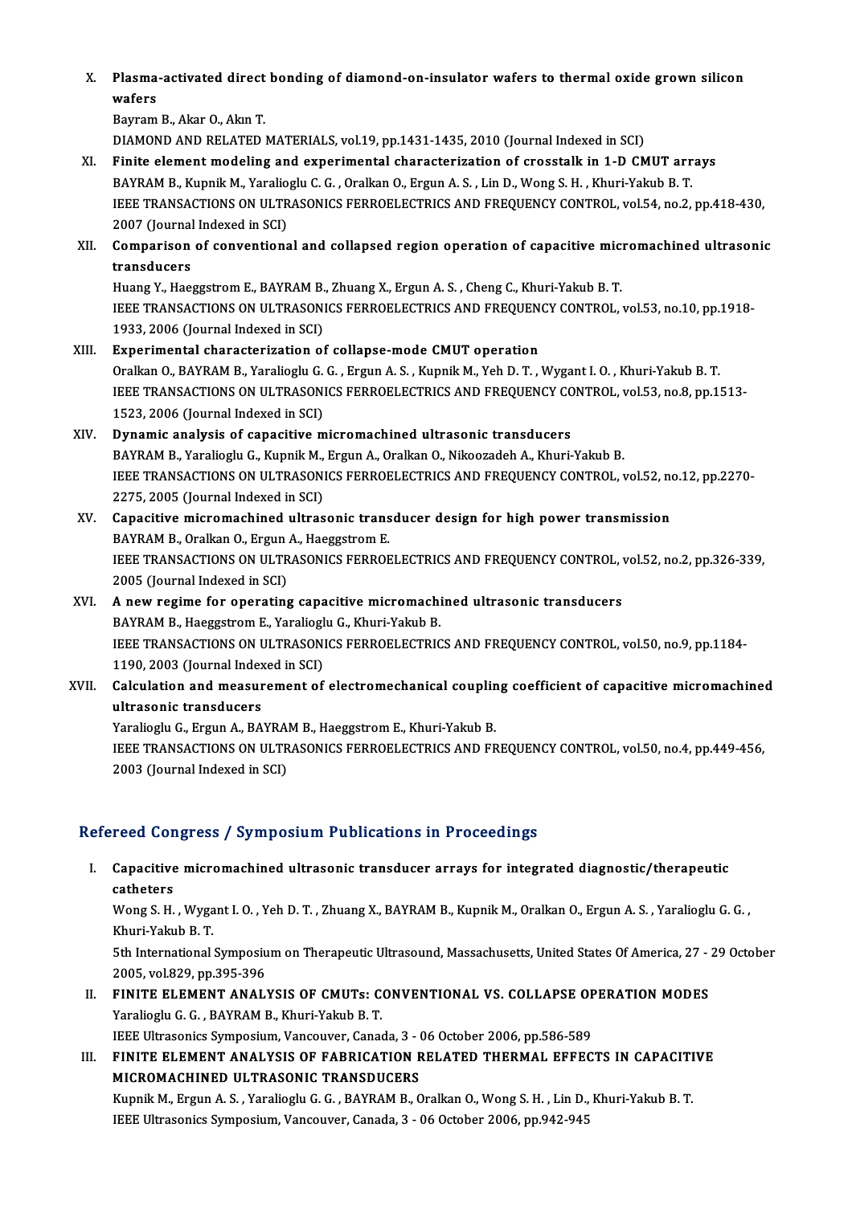X. **Plasma-activated direct bonding of diamond-on-insulator wafers to thermal oxide grown silicon wafers**
Bayram B., Akar O., Akın T.
DIAMOND AND RELATED MATERIALS, vol.19, pp.1431-1435, 2010 (Journal Indexed in SCI)

XI. **Finite element modeling and experimental characterization of crosstalk in 1-D CMUT arrays**
BAYRAM B., Kupnik M., Yaralioglu C. G. , Oralkan O., Ergun A. S. , Lin D., Wong S. H. , Khuri-Yakub B. T.
IEEE TRANSACTIONS ON ULTRASONICS FERROELECTRICS AND FREQUENCY CONTROL, vol.54, no.2, pp.418-430, 2007 (Journal Indexed in SCI)

XII. **Comparison of conventional and collapsed region operation of capacitive micromachined ultrasonic transducers**
Huang Y., Haeggstrom E., BAYRAM B., Zhuang X., Ergun A. S. , Cheng C., Khuri-Yakub B. T.
IEEE TRANSACTIONS ON ULTRASONICS FERROELECTRICS AND FREQUENCY CONTROL, vol.53, no.10, pp.1918-1933, 2006 (Journal Indexed in SCI)

XIII. **Experimental characterization of collapse-mode CMUT operation**
Oralkan O., BAYRAM B., Yaralioglu G. G. , Ergun A. S. , Kupnik M., Yeh D. T. , Wygant I. O. , Khuri-Yakub B. T.
IEEE TRANSACTIONS ON ULTRASONICS FERROELECTRICS AND FREQUENCY CONTROL, vol.53, no.8, pp.1513-1523, 2006 (Journal Indexed in SCI)

XIV. **Dynamic analysis of capacitive micromachined ultrasonic transducers**
BAYRAM B., Yaralioglu G., Kupnik M., Ergun A., Oralkan O., Nikoozadeh A., Khuri-Yakub B.
IEEE TRANSACTIONS ON ULTRASONICS FERROELECTRICS AND FREQUENCY CONTROL, vol.52, no.12, pp.2270-2275, 2005 (Journal Indexed in SCI)

XV. **Capacitive micromachined ultrasonic transducer design for high power transmission**
BAYRAM B., Oralkan O., Ergun A., Haeggstrom E.
IEEE TRANSACTIONS ON ULTRASONICS FERROELECTRICS AND FREQUENCY CONTROL, vol.52, no.2, pp.326-339, 2005 (Journal Indexed in SCI)

XVI. **A new regime for operating capacitive micromachined ultrasonic transducers**
BAYRAM B., Haeggstrom E., Yaralioglu G., Khuri-Yakub B.
IEEE TRANSACTIONS ON ULTRASONICS FERROELECTRICS AND FREQUENCY CONTROL, vol.50, no.9, pp.1184-1190, 2003 (Journal Indexed in SCI)

XVII. **Calculation and measurement of electromechanical coupling coefficient of capacitive micromachined ultrasonic transducers**
Yaralioglu G., Ergun A., BAYRAM B., Haeggstrom E., Khuri-Yakub B.
IEEE TRANSACTIONS ON ULTRASONICS FERROELECTRICS AND FREQUENCY CONTROL, vol.50, no.4, pp.449-456, 2003 (Journal Indexed in SCI)

## Refereed Congress / Symposium Publications in Proceedings

I. **Capacitive micromachined ultrasonic transducer arrays for integrated diagnostic/therapeutic catheters**
Wong S. H. , Wygant I. O. , Yeh D. T. , Zhuang X., BAYRAM B., Kupnik M., Oralkan O., Ergun A. S. , Yaralioglu G. G. , Khuri-Yakub B. T.
5th International Symposium on Therapeutic Ultrasound, Massachusetts, United States Of America, 27 - 29 October 2005, vol.829, pp.395-396

II. **FINITE ELEMENT ANALYSIS OF CMUTs: CONVENTIONAL VS. COLLAPSE OPERATION MODES**
Yaralioglu G. G. , BAYRAM B., Khuri-Yakub B. T.
IEEE Ultrasonics Symposium, Vancouver, Canada, 3 - 06 October 2006, pp.586-589

III. **FINITE ELEMENT ANALYSIS OF FABRICATION RELATED THERMAL EFFECTS IN CAPACITIVE MICROMACHINED ULTRASONIC TRANSDUCERS**
Kupnik M., Ergun A. S. , Yaralioglu G. G. , BAYRAM B., Oralkan O., Wong S. H. , Lin D., Khuri-Yakub B. T.
IEEE Ultrasonics Symposium, Vancouver, Canada, 3 - 06 October 2006, pp.942-945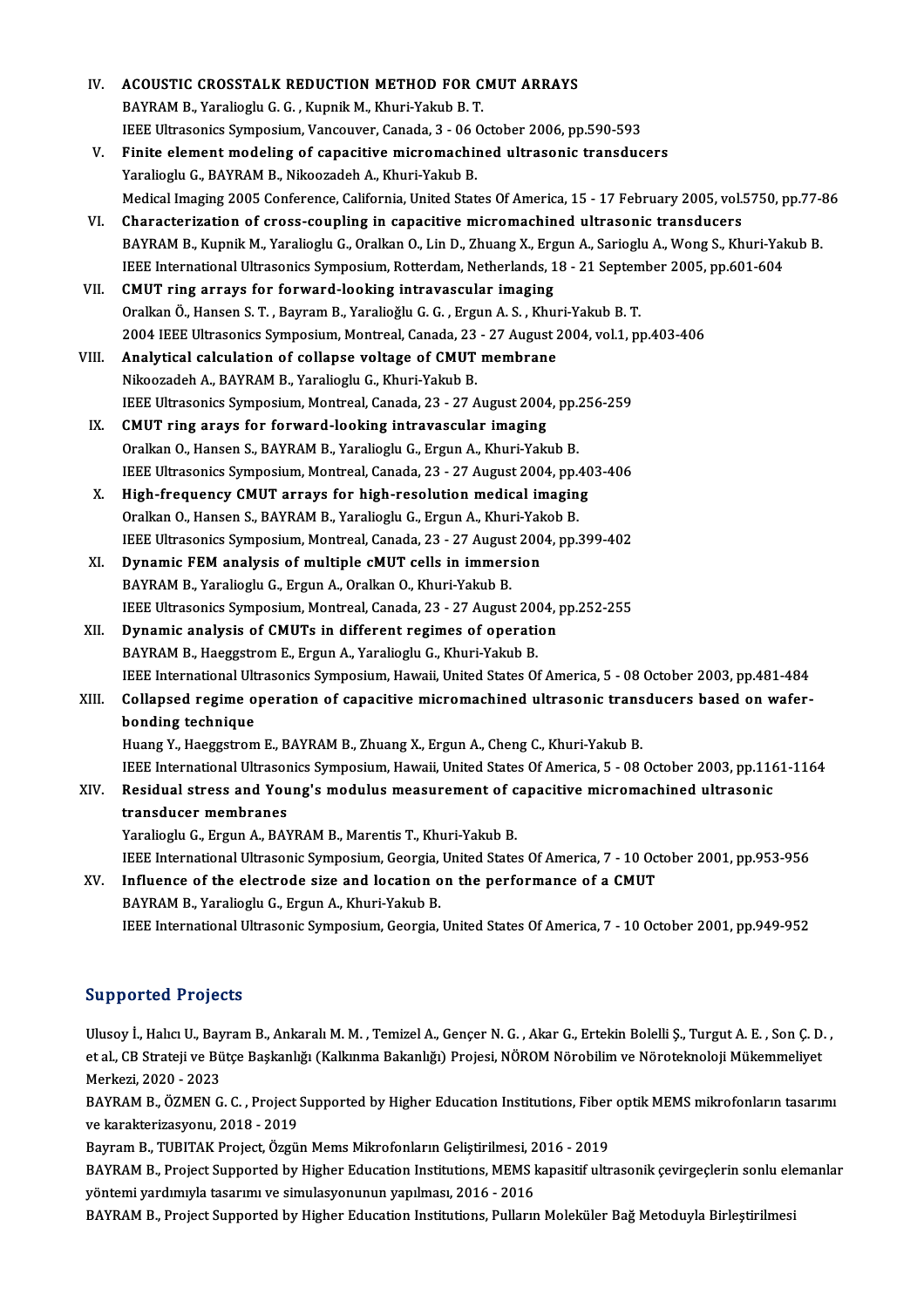IV. **ACOUSTIC CROSSTALK REDUCTION METHOD FOR CMUT ARRAYS**
BAYRAM B., Yaralioglu G. G. , Kupnik M., Khuri-Yakub B. T.
IEEE Ultrasonics Symposium, Vancouver, Canada, 3 - 06 October 2006, pp.590-593

V. **Finite element modeling of capacitive micromachined ultrasonic transducers**
Yaralioglu G., BAYRAM B., Nikoozadeh A., Khuri-Yakub B.
Medical Imaging 2005 Conference, California, United States Of America, 15 - 17 February 2005, vol.5750, pp.77-86

VI. **Characterization of cross-coupling in capacitive micromachined ultrasonic transducers**
BAYRAM B., Kupnik M., Yaralioglu G., Oralkan O., Lin D., Zhuang X., Ergun A., Sarioglu A., Wong S., Khuri-Yakub B.
IEEE International Ultrasonics Symposium, Rotterdam, Netherlands, 18 - 21 September 2005, pp.601-604

VII. **CMUT ring arrays for forward-looking intravascular imaging**
Oralkan Ö., Hansen S. T. , Bayram B., Yaralioğlu G. G. , Ergun A. S. , Khuri-Yakub B. T.
2004 IEEE Ultrasonics Symposium, Montreal, Canada, 23 - 27 August 2004, vol.1, pp.403-406

VIII. **Analytical calculation of collapse voltage of CMUT membrane**
Nikoozadeh A., BAYRAM B., Yaralioglu G., Khuri-Yakub B.
IEEE Ultrasonics Symposium, Montreal, Canada, 23 - 27 August 2004, pp.256-259

IX. **CMUT ring arays for forward-looking intravascular imaging**
Oralkan O., Hansen S., BAYRAM B., Yaralioglu G., Ergun A., Khuri-Yakub B.
IEEE Ultrasonics Symposium, Montreal, Canada, 23 - 27 August 2004, pp.403-406

X. **High-frequency CMUT arrays for high-resolution medical imaging**
Oralkan O., Hansen S., BAYRAM B., Yaralioglu G., Ergun A., Khuri-Yakob B.
IEEE Ultrasonics Symposium, Montreal, Canada, 23 - 27 August 2004, pp.399-402

XI. **Dynamic FEM analysis of multiple cMUT cells in immersion**
BAYRAM B., Yaralioglu G., Ergun A., Oralkan O., Khuri-Yakub B.
IEEE Ultrasonics Symposium, Montreal, Canada, 23 - 27 August 2004, pp.252-255

XII. **Dynamic analysis of CMUTs in different regimes of operation**
BAYRAM B., Haeggstrom E., Ergun A., Yaralioglu G., Khuri-Yakub B.
IEEE International Ultrasonics Symposium, Hawaii, United States Of America, 5 - 08 October 2003, pp.481-484

XIII. **Collapsed regime operation of capacitive micromachined ultrasonic transducers based on wafer-bonding technique**
Huang Y., Haeggstrom E., BAYRAM B., Zhuang X., Ergun A., Cheng C., Khuri-Yakub B.
IEEE International Ultrasonics Symposium, Hawaii, United States Of America, 5 - 08 October 2003, pp.1161-1164

XIV. **Residual stress and Young's modulus measurement of capacitive micromachined ultrasonic transducer membranes**
Yaralioglu G., Ergun A., BAYRAM B., Marentis T., Khuri-Yakub B.
IEEE International Ultrasonic Symposium, Georgia, United States Of America, 7 - 10 October 2001, pp.953-956

XV. **Influence of the electrode size and location on the performance of a CMUT**
BAYRAM B., Yaralioglu G., Ergun A., Khuri-Yakub B.
IEEE International Ultrasonic Symposium, Georgia, United States Of America, 7 - 10 October 2001, pp.949-952

## Supported Projects

Ulusoy İ., Halıcı U., Bayram B., Ankaralı M. M. , Temizel A., Gençer N. G. , Akar G., Ertekin Bolelli Ş., Turgut A. E. , Son Ç. D. , et al., CB Strateji ve Bütçe Başkanlığı (Kalkınma Bakanlığı) Projesi, NÖROM Nörobilim ve Nöroteknoloji Mükemmeliyet Merkezi, 2020 - 2023

BAYRAM B., ÖZMEN G. C. , Project Supported by Higher Education Institutions, Fiber optik MEMS mikrofonların tasarımı ve karakterizasyonu, 2018 - 2019

Bayram B., TUBITAK Project, Özgün Mems Mikrofonların Geliştirilmesi, 2016 - 2019

BAYRAM B., Project Supported by Higher Education Institutions, MEMS kapasitif ultrasonik çevirgeçlerin sonlu elemanlar yöntemi yardımıyla tasarımı ve simulasyonunun yapılması, 2016 - 2016

BAYRAM B., Project Supported by Higher Education Institutions, Pulların Moleküler Bağ Metoduyla Birleştirilmesi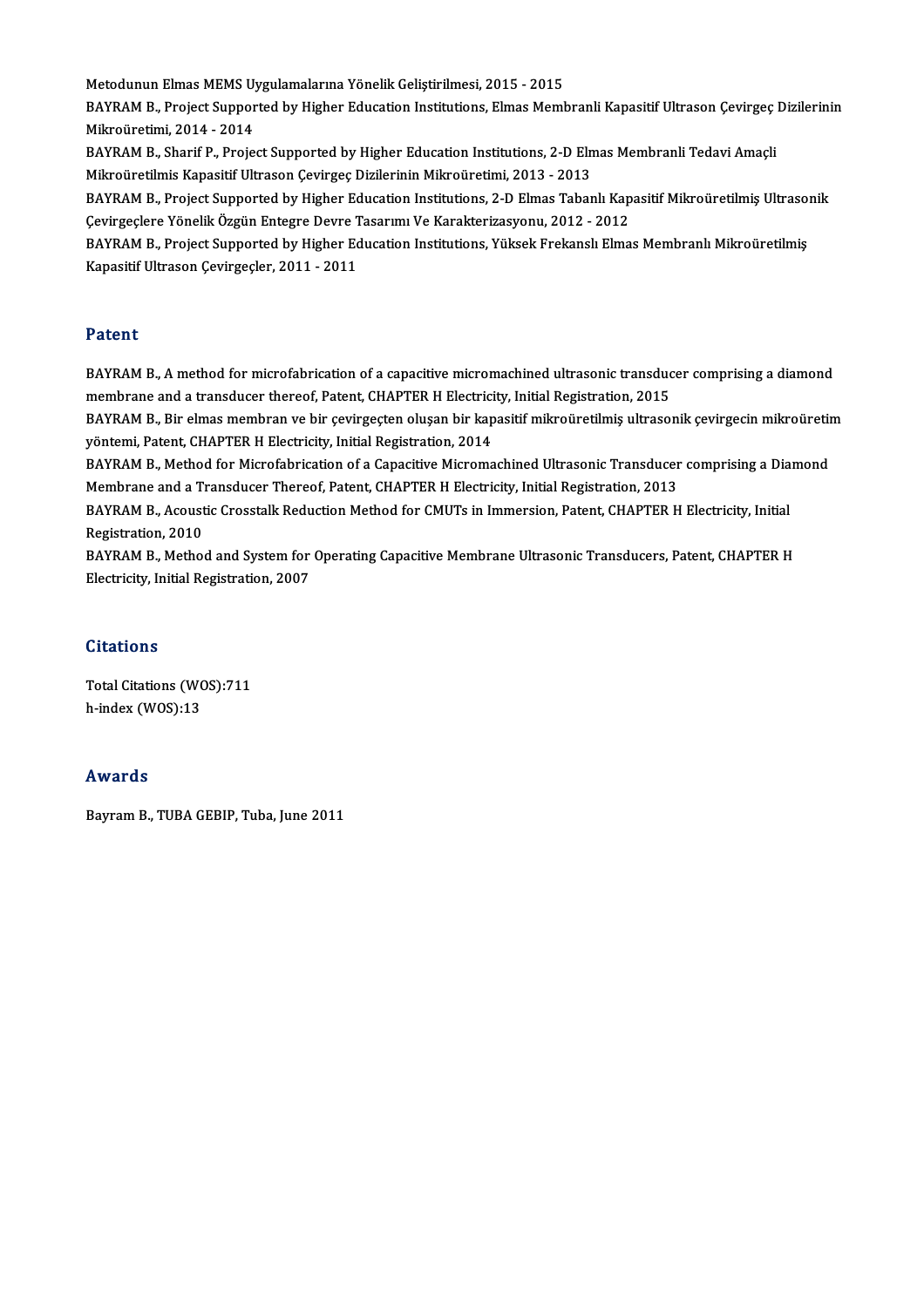Metodunun Elmas MEMS Uygulamalarına Yönelik Geliştirilmesi, 2015 - 2015

BAYRAM B., Project Supported by Higher Education Institutions, Elmas Membranli Kapasitif Ultrason Çevirgeç Dizilerinin Mikroüretimi, 2014 - 2014

BAYRAM B., Sharif P., Project Supported by Higher Education Institutions, 2-D Elmas Membranli Tedavi Amaçli Mikroüretilmis Kapasitif Ultrason Çevirgeç Dizilerinin Mikroüretimi, 2013 - 2013

BAYRAM B., Project Supported by Higher Education Institutions, 2-D Elmas Tabanlı Kapasitif Mikroüretilmiş Ultrasonik Çevirgeçlere Yönelik Özgün Entegre Devre Tasarımı Ve Karakterizasyonu, 2012 - 2012

BAYRAM B., Project Supported by Higher Education Institutions, Yüksek Frekanslı Elmas Membranlı Mikroüretilmiş Kapasitif Ultrason Çevirgeçler, 2011 - 2011

## Patent

BAYRAM B., A method for microfabrication of a capacitive micromachined ultrasonic transducer comprising a diamond membrane and a transducer thereof, Patent, CHAPTER H Electricity, Initial Registration, 2015

BAYRAM B., Bir elmas membran ve bir çevirgeçten oluşan bir kapasitif mikroüretilmiş ultrasonik çevirgecin mikroüretim yöntemi, Patent, CHAPTER H Electricity, Initial Registration, 2014

BAYRAM B., Method for Microfabrication of a Capacitive Micromachined Ultrasonic Transducer comprising a Diamond Membrane and a Transducer Thereof, Patent, CHAPTER H Electricity, Initial Registration, 2013

BAYRAM B., Acoustic Crosstalk Reduction Method for CMUTs in Immersion, Patent, CHAPTER H Electricity, Initial Registration, 2010

BAYRAM B., Method and System for Operating Capacitive Membrane Ultrasonic Transducers, Patent, CHAPTER H Electricity, Initial Registration, 2007

## Citations

Total Citations (WOS):711

h-index (WOS):13

## Awards

Bayram B., TUBA GEBIP, Tuba, June 2011